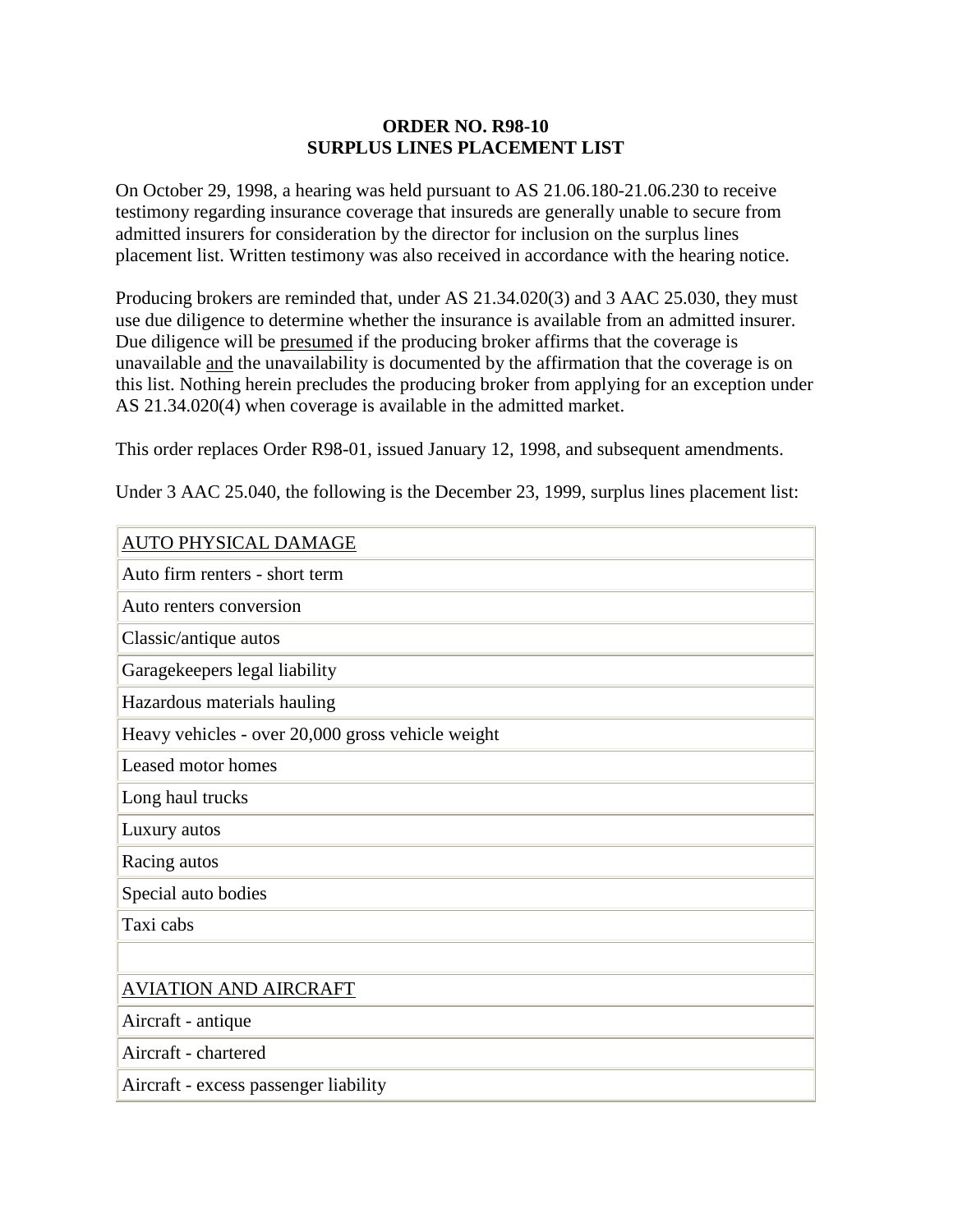**ORDER NO. R98-10**
**SURPLUS LINES PLACEMENT LIST**

On October 29, 1998, a hearing was held pursuant to AS 21.06.180-21.06.230 to receive testimony regarding insurance coverage that insureds are generally unable to secure from admitted insurers for consideration by the director for inclusion on the surplus lines placement list. Written testimony was also received in accordance with the hearing notice.

Producing brokers are reminded that, under AS 21.34.020(3) and 3 AAC 25.030, they must use due diligence to determine whether the insurance is available from an admitted insurer. Due diligence will be <u>presumed</u> if the producing broker affirms that the coverage is unavailable <u>and</u> the unavailability is documented by the affirmation that the coverage is on this list. Nothing herein precludes the producing broker from applying for an exception under AS 21.34.020(4) when coverage is available in the admitted market.

This order replaces Order R98-01, issued January 12, 1998, and subsequent amendments.

Under 3 AAC 25.040, the following is the December 23, 1999, surplus lines placement list:

| <u>AUTO PHYSICAL DAMAGE</u> |
|---|
| Auto firm renters - short term |
| Auto renters conversion |
| Classic/antique autos |
| Garagekeepers legal liability |
| Hazardous materials hauling |
| Heavy vehicles - over 20,000 gross vehicle weight |
| Leased motor homes |
| Long haul trucks |
| Luxury autos |
| Racing autos |
| Special auto bodies |
| Taxi cabs |
| |
| <u>AVIATION AND AIRCRAFT</u> |
| Aircraft - antique |
| Aircraft - chartered |
| Aircraft - excess passenger liability |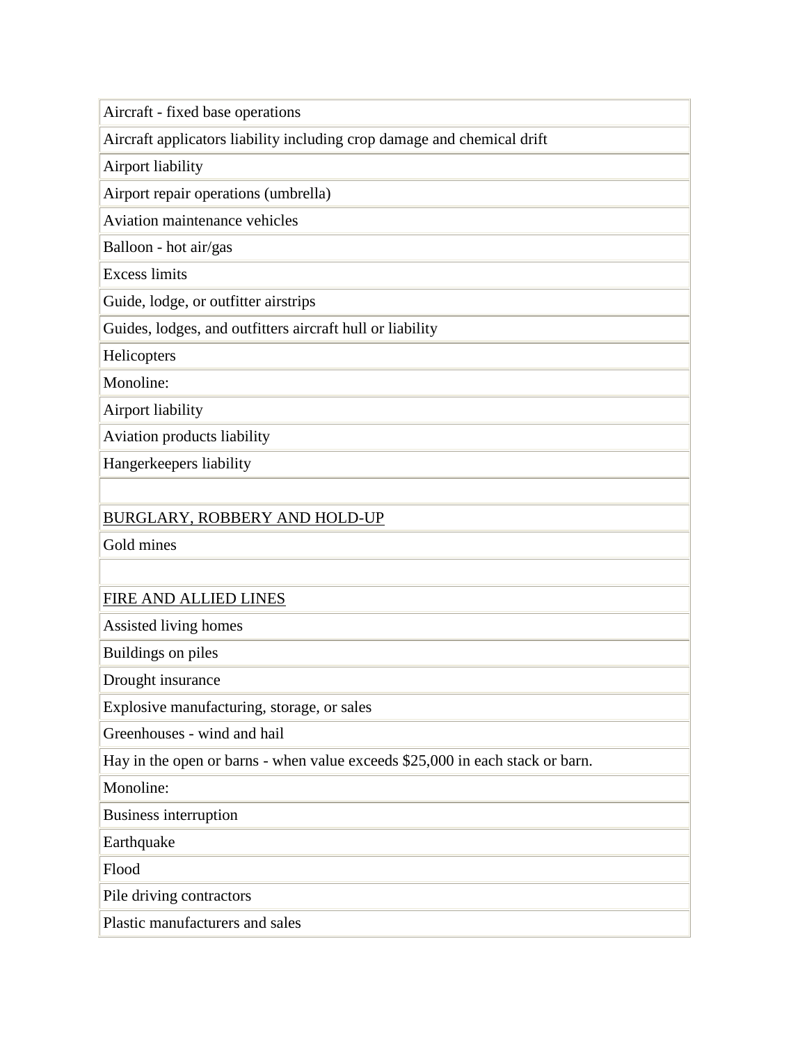| Aircraft - fixed base operations |
| --- |
| Aircraft applicators liability including crop damage and chemical drift |
| Airport liability |
| Airport repair operations (umbrella) |
| Aviation maintenance vehicles |
| Balloon - hot air/gas |
| Excess limits |
| Guide, lodge, or outfitter airstrips |
| Guides, lodges, and outfitters aircraft hull or liability |
| Helicopters |
| Monoline: |
| Airport liability |
| Aviation products liability |
| Hangerkeepers liability |
| |
| <u>BURGLARY, ROBBERY AND HOLD-UP</u> |
| Gold mines |
| |
| <u>FIRE AND ALLIED LINES</u> |
| Assisted living homes |
| Buildings on piles |
| Drought insurance |
| Explosive manufacturing, storage, or sales |
| Greenhouses - wind and hail |
| Hay in the open or barns - when value exceeds $25,000 in each stack or barn. |
| Monoline: |
| Business interruption |
| Earthquake |
| Flood |
| Pile driving contractors |
| Plastic manufacturers and sales |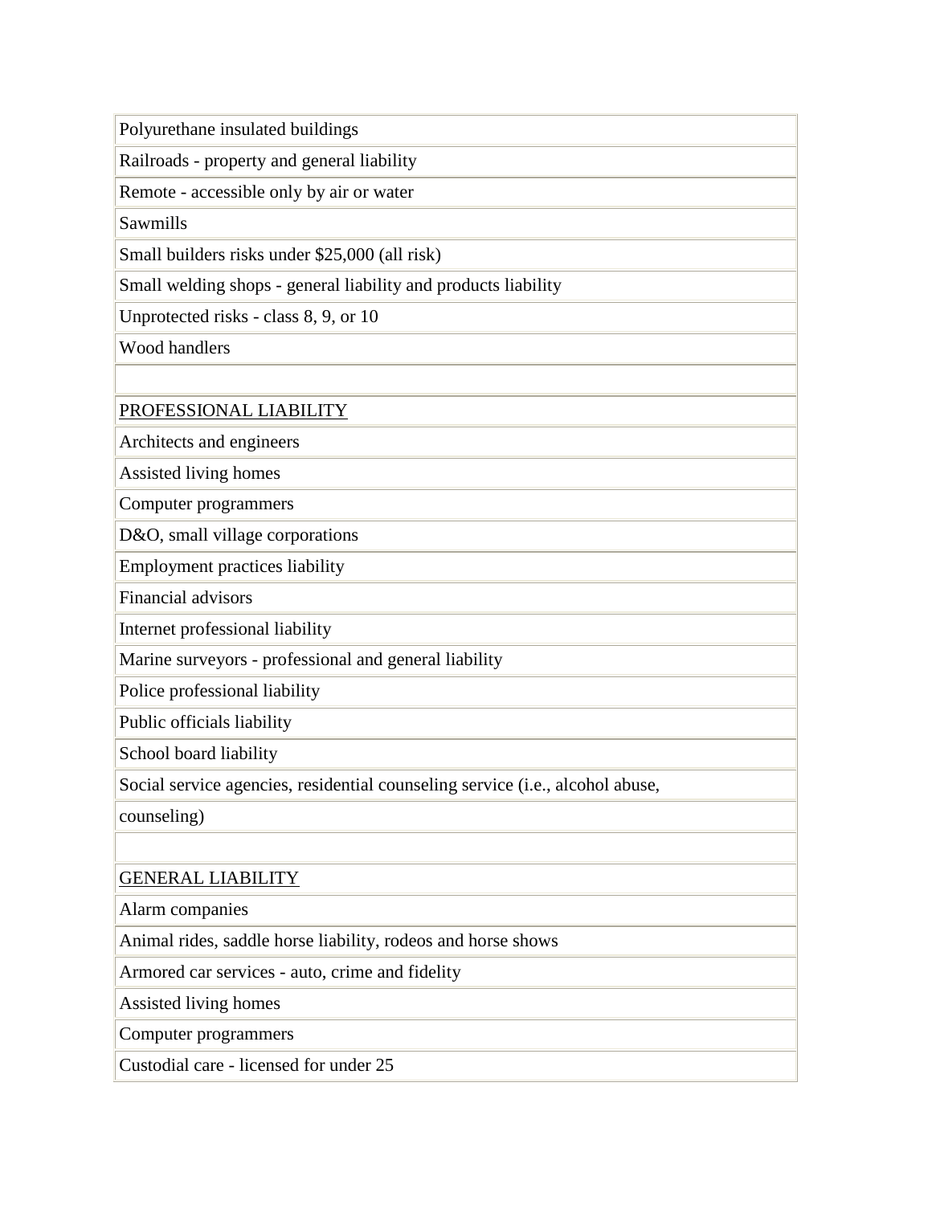| Polyurethane insulated buildings |
| --- |
| Railroads - property and general liability |
| Remote - accessible only by air or water |
| Sawmills |
| Small builders risks under $25,000 (all risk) |
| Small welding shops - general liability and products liability |
| Unprotected risks - class 8, 9, or 10 |
| Wood handlers |
| |
| PROFESSIONAL LIABILITY |
| Architects and engineers |
| Assisted living homes |
| Computer programmers |
| D&O, small village corporations |
| Employment practices liability |
| Financial advisors |
| Internet professional liability |
| Marine surveyors - professional and general liability |
| Police professional liability |
| Public officials liability |
| School board liability |
| Social service agencies, residential counseling service (i.e., alcohol abuse, |
| counseling) |
| |
| GENERAL LIABILITY |
| Alarm companies |
| Animal rides, saddle horse liability, rodeos and horse shows |
| Armored car services - auto, crime and fidelity |
| Assisted living homes |
| Computer programmers |
| Custodial care - licensed for under 25 |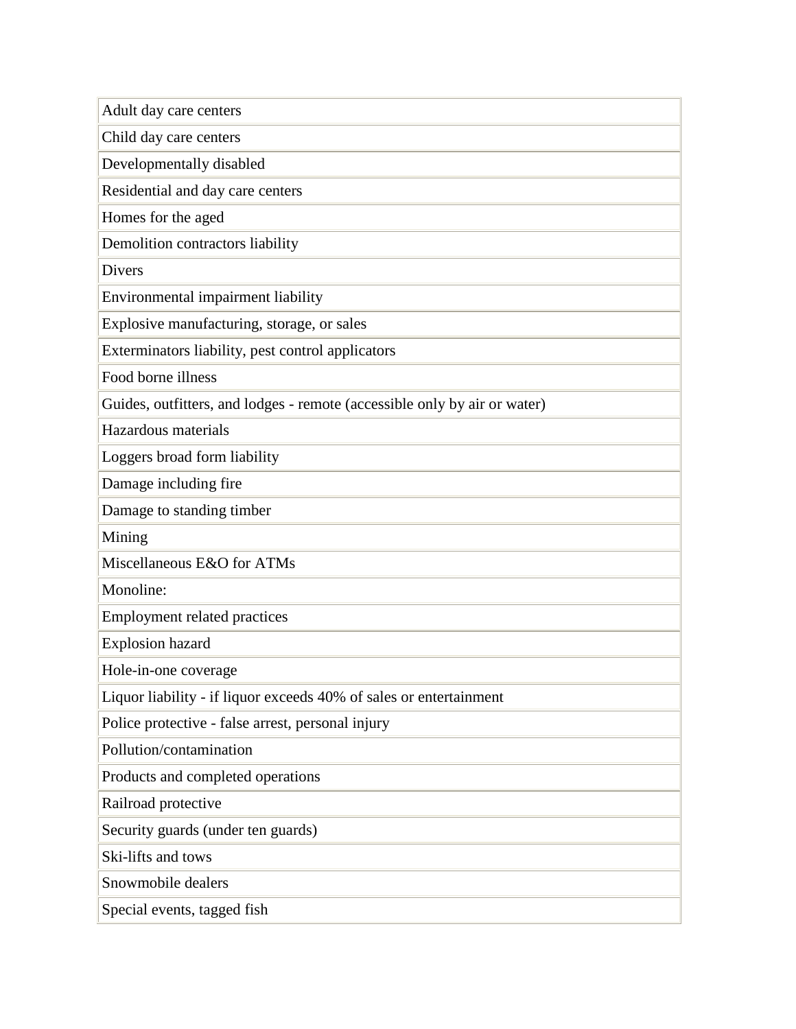| Adult day care centers |
|---|
| Child day care centers |
| Developmentally disabled |
| Residential and day care centers |
| Homes for the aged |
| Demolition contractors liability |
| Divers |
| Environmental impairment liability |
| Explosive manufacturing, storage, or sales |
| Exterminators liability, pest control applicators |
| Food borne illness |
| Guides, outfitters, and lodges - remote (accessible only by air or water) |
| Hazardous materials |
| Loggers broad form liability |
| Damage including fire |
| Damage to standing timber |
| Mining |
| Miscellaneous E&O for ATMs |
| Monoline: |
| Employment related practices |
| Explosion hazard |
| Hole-in-one coverage |
| Liquor liability - if liquor exceeds 40% of sales or entertainment |
| Police protective - false arrest, personal injury |
| Pollution/contamination |
| Products and completed operations |
| Railroad protective |
| Security guards (under ten guards) |
| Ski-lifts and tows |
| Snowmobile dealers |
| Special events, tagged fish |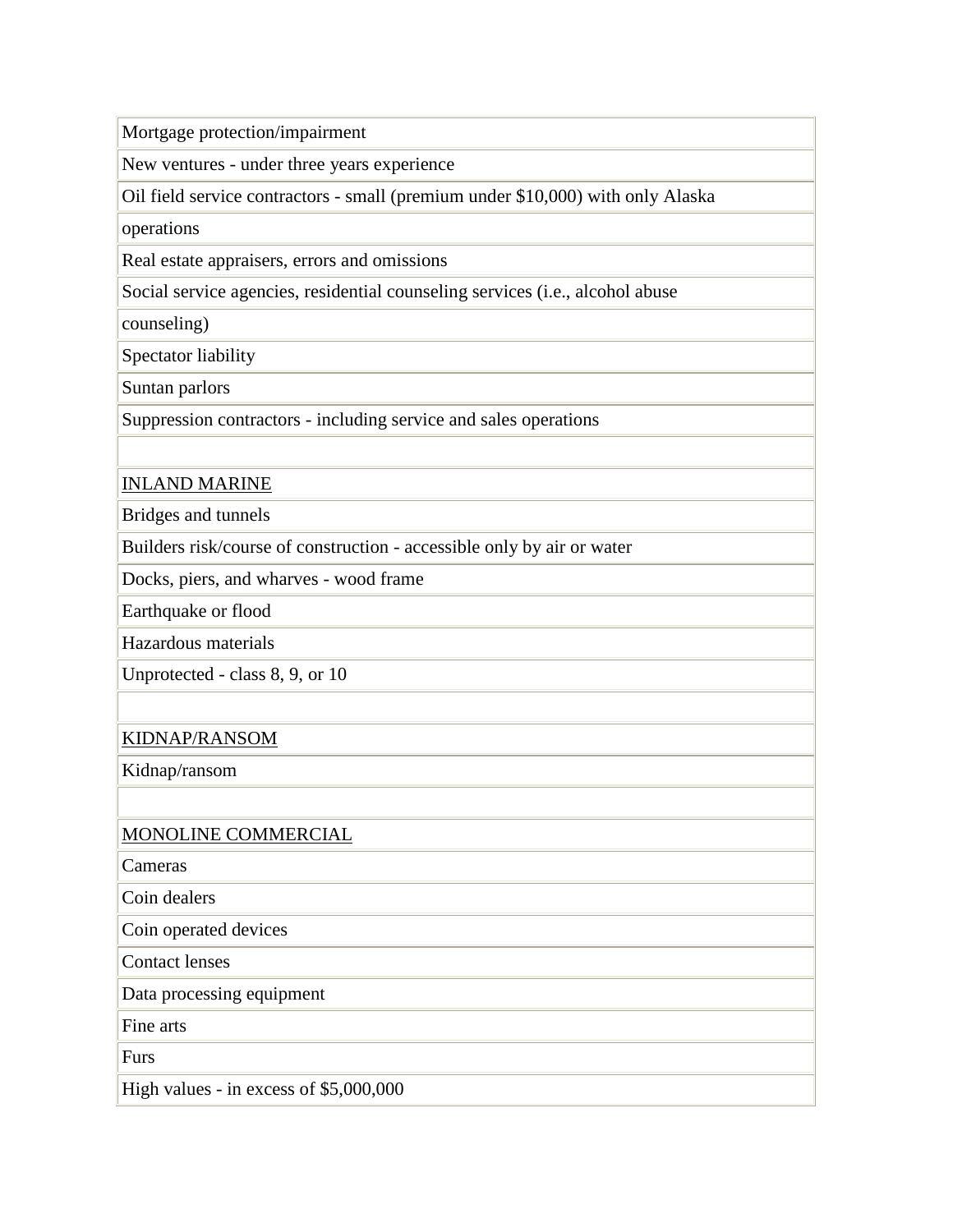| |
|---|
| Mortgage protection/impairment |
| New ventures - under three years experience |
| Oil field service contractors - small (premium under $10,000) with only Alaska |
| operations |
| Real estate appraisers, errors and omissions |
| Social service agencies, residential counseling services (i.e., alcohol abuse |
| counseling) |
| Spectator liability |
| Suntan parlors |
| Suppression contractors - including service and sales operations |
| |
| INLAND MARINE |
| Bridges and tunnels |
| Builders risk/course of construction - accessible only by air or water |
| Docks, piers, and wharves - wood frame |
| Earthquake or flood |
| Hazardous materials |
| Unprotected - class 8, 9, or 10 |
| |
| KIDNAP/RANSOM |
| Kidnap/ransom |
| |
| MONOLINE COMMERCIAL |
| Cameras |
| Coin dealers |
| Coin operated devices |
| Contact lenses |
| Data processing equipment |
| Fine arts |
| Furs |
| High values - in excess of $5,000,000 |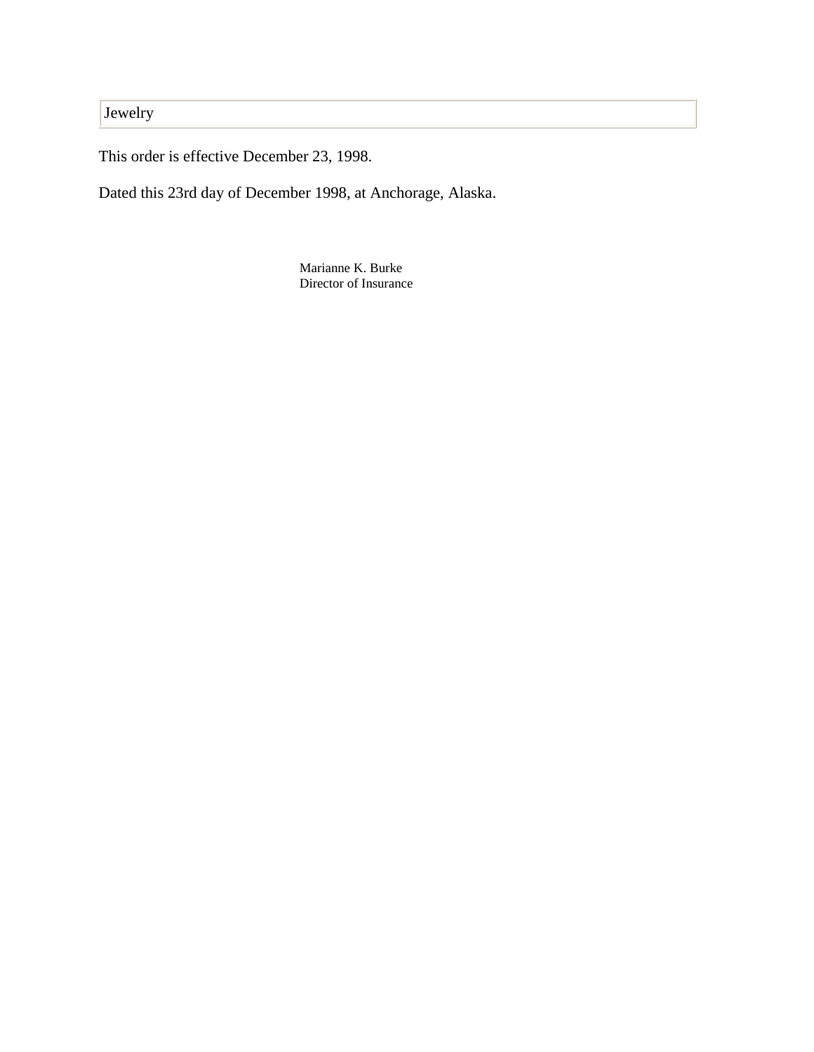| |
|---|
| Jewelry |

This order is effective December 23, 1998.

Dated this 23rd day of December 1998, at Anchorage, Alaska.

Marianne K. Burke
Director of Insurance